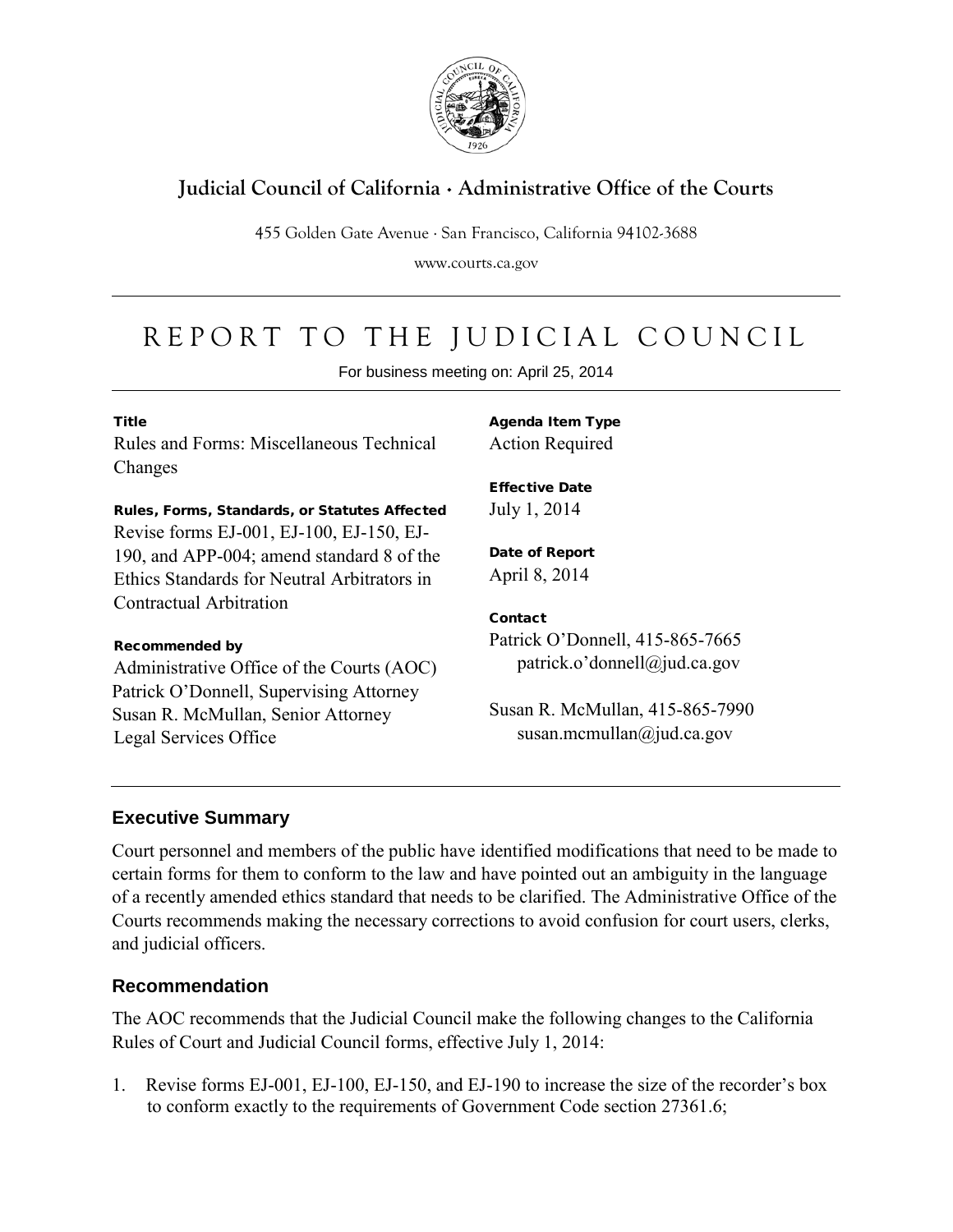# Judicial Council of California · Administrative Office of the Courts

455 Golden Gate Avenue · San Francisco, California 94102-3688

www.courts.ca.gov

# REPORT TO THE JUDICIAL COUNCIL

For business meeting on: April 25, 2014

**Title**
Rules and Forms: Miscellaneous Technical Changes

**Rules, Forms, Standards, or Statutes Affected**
Revise forms EJ-001, EJ-100, EJ-150, EJ-190, and APP-004; amend standard 8 of the Ethics Standards for Neutral Arbitrators in Contractual Arbitration

**Recommended by**
Administrative Office of the Courts (AOC)
Patrick O'Donnell, Supervising Attorney
Susan R. McMullan, Senior Attorney
Legal Services Office

**Agenda Item Type**
Action Required

**Effective Date**
July 1, 2014

**Date of Report**
April 8, 2014

**Contact**
Patrick O'Donnell, 415-865-7665
patrick.o'donnell@jud.ca.gov

Susan R. McMullan, 415-865-7990
susan.mcmullan@jud.ca.gov

## Executive Summary

Court personnel and members of the public have identified modifications that need to be made to certain forms for them to conform to the law and have pointed out an ambiguity in the language of a recently amended ethics standard that needs to be clarified. The Administrative Office of the Courts recommends making the necessary corrections to avoid confusion for court users, clerks, and judicial officers.

## Recommendation

The AOC recommends that the Judicial Council make the following changes to the California Rules of Court and Judicial Council forms, effective July 1, 2014:

1. Revise forms EJ-001, EJ-100, EJ-150, and EJ-190 to increase the size of the recorder's box to conform exactly to the requirements of Government Code section 27361.6;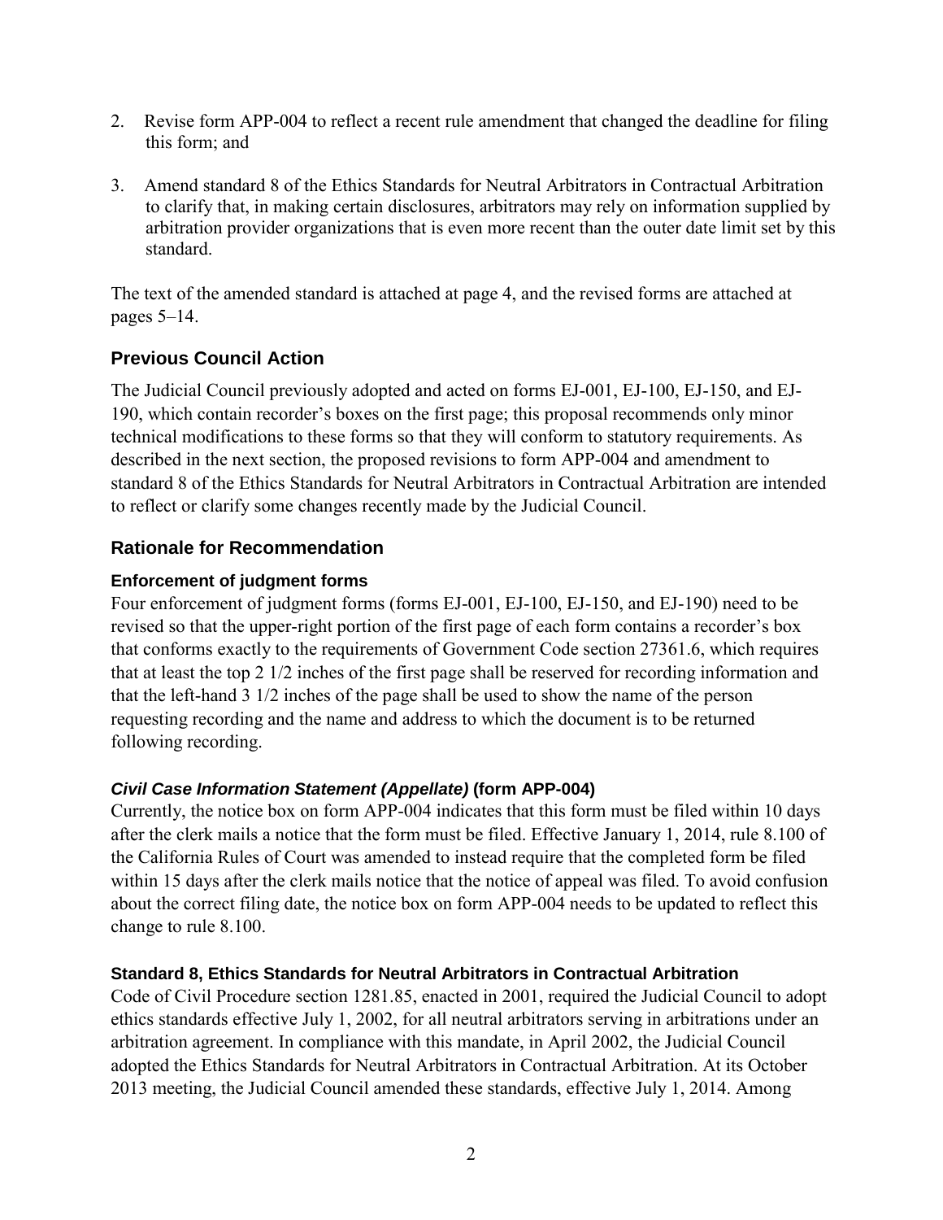2. Revise form APP-004 to reflect a recent rule amendment that changed the deadline for filing this form; and

3. Amend standard 8 of the Ethics Standards for Neutral Arbitrators in Contractual Arbitration to clarify that, in making certain disclosures, arbitrators may rely on information supplied by arbitration provider organizations that is even more recent than the outer date limit set by this standard.

The text of the amended standard is attached at page 4, and the revised forms are attached at pages 5–14.

## Previous Council Action

The Judicial Council previously adopted and acted on forms EJ-001, EJ-100, EJ-150, and EJ-190, which contain recorder's boxes on the first page; this proposal recommends only minor technical modifications to these forms so that they will conform to statutory requirements. As described in the next section, the proposed revisions to form APP-004 and amendment to standard 8 of the Ethics Standards for Neutral Arbitrators in Contractual Arbitration are intended to reflect or clarify some changes recently made by the Judicial Council.

## Rationale for Recommendation

### Enforcement of judgment forms

Four enforcement of judgment forms (forms EJ-001, EJ-100, EJ-150, and EJ-190) need to be revised so that the upper-right portion of the first page of each form contains a recorder's box that conforms exactly to the requirements of Government Code section 27361.6, which requires that at least the top 2 1/2 inches of the first page shall be reserved for recording information and that the left-hand 3 1/2 inches of the page shall be used to show the name of the person requesting recording and the name and address to which the document is to be returned following recording.

### *Civil Case Information Statement (Appellate)* (form APP-004)

Currently, the notice box on form APP-004 indicates that this form must be filed within 10 days after the clerk mails a notice that the form must be filed. Effective January 1, 2014, rule 8.100 of the California Rules of Court was amended to instead require that the completed form be filed within 15 days after the clerk mails notice that the notice of appeal was filed. To avoid confusion about the correct filing date, the notice box on form APP-004 needs to be updated to reflect this change to rule 8.100.

### Standard 8, Ethics Standards for Neutral Arbitrators in Contractual Arbitration

Code of Civil Procedure section 1281.85, enacted in 2001, required the Judicial Council to adopt ethics standards effective July 1, 2002, for all neutral arbitrators serving in arbitrations under an arbitration agreement. In compliance with this mandate, in April 2002, the Judicial Council adopted the Ethics Standards for Neutral Arbitrators in Contractual Arbitration. At its October 2013 meeting, the Judicial Council amended these standards, effective July 1, 2014. Among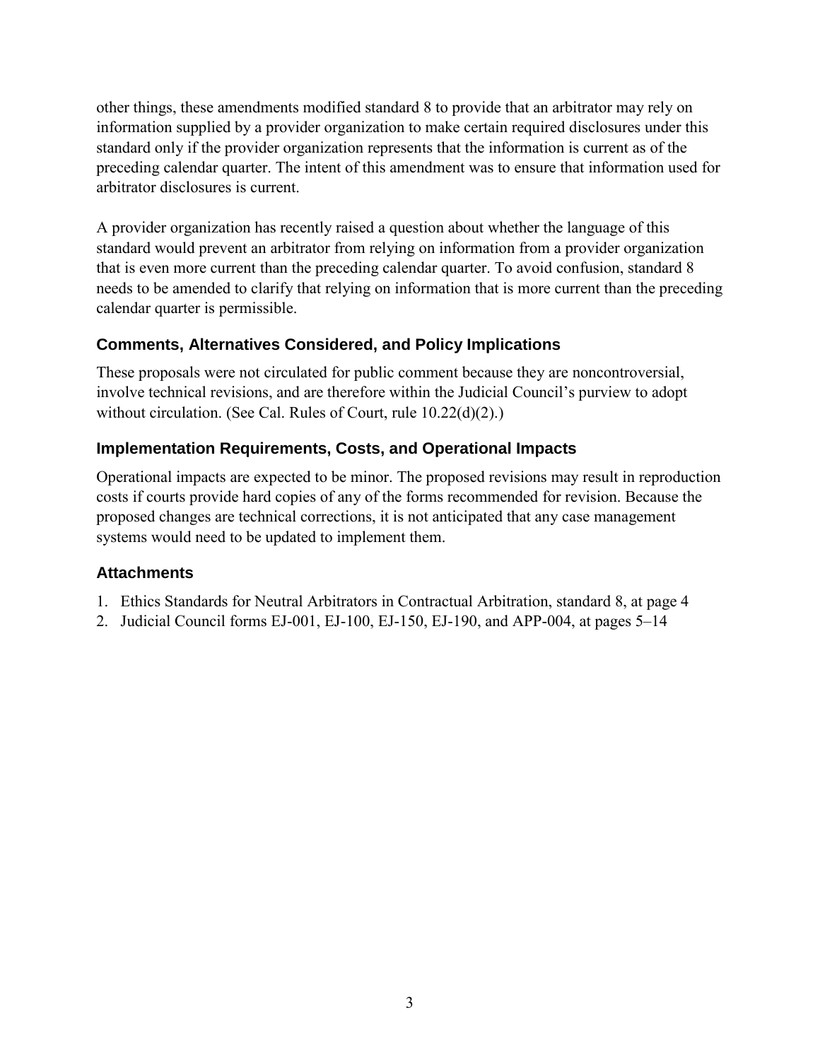other things, these amendments modified standard 8 to provide that an arbitrator may rely on information supplied by a provider organization to make certain required disclosures under this standard only if the provider organization represents that the information is current as of the preceding calendar quarter. The intent of this amendment was to ensure that information used for arbitrator disclosures is current.

A provider organization has recently raised a question about whether the language of this standard would prevent an arbitrator from relying on information from a provider organization that is even more current than the preceding calendar quarter. To avoid confusion, standard 8 needs to be amended to clarify that relying on information that is more current than the preceding calendar quarter is permissible.

### Comments, Alternatives Considered, and Policy Implications

These proposals were not circulated for public comment because they are noncontroversial, involve technical revisions, and are therefore within the Judicial Council's purview to adopt without circulation. (See Cal. Rules of Court, rule 10.22(d)(2).)

### Implementation Requirements, Costs, and Operational Impacts

Operational impacts are expected to be minor. The proposed revisions may result in reproduction costs if courts provide hard copies of any of the forms recommended for revision. Because the proposed changes are technical corrections, it is not anticipated that any case management systems would need to be updated to implement them.

### Attachments

1. Ethics Standards for Neutral Arbitrators in Contractual Arbitration, standard 8, at page 4
2. Judicial Council forms EJ-001, EJ-100, EJ-150, EJ-190, and APP-004, at pages 5–14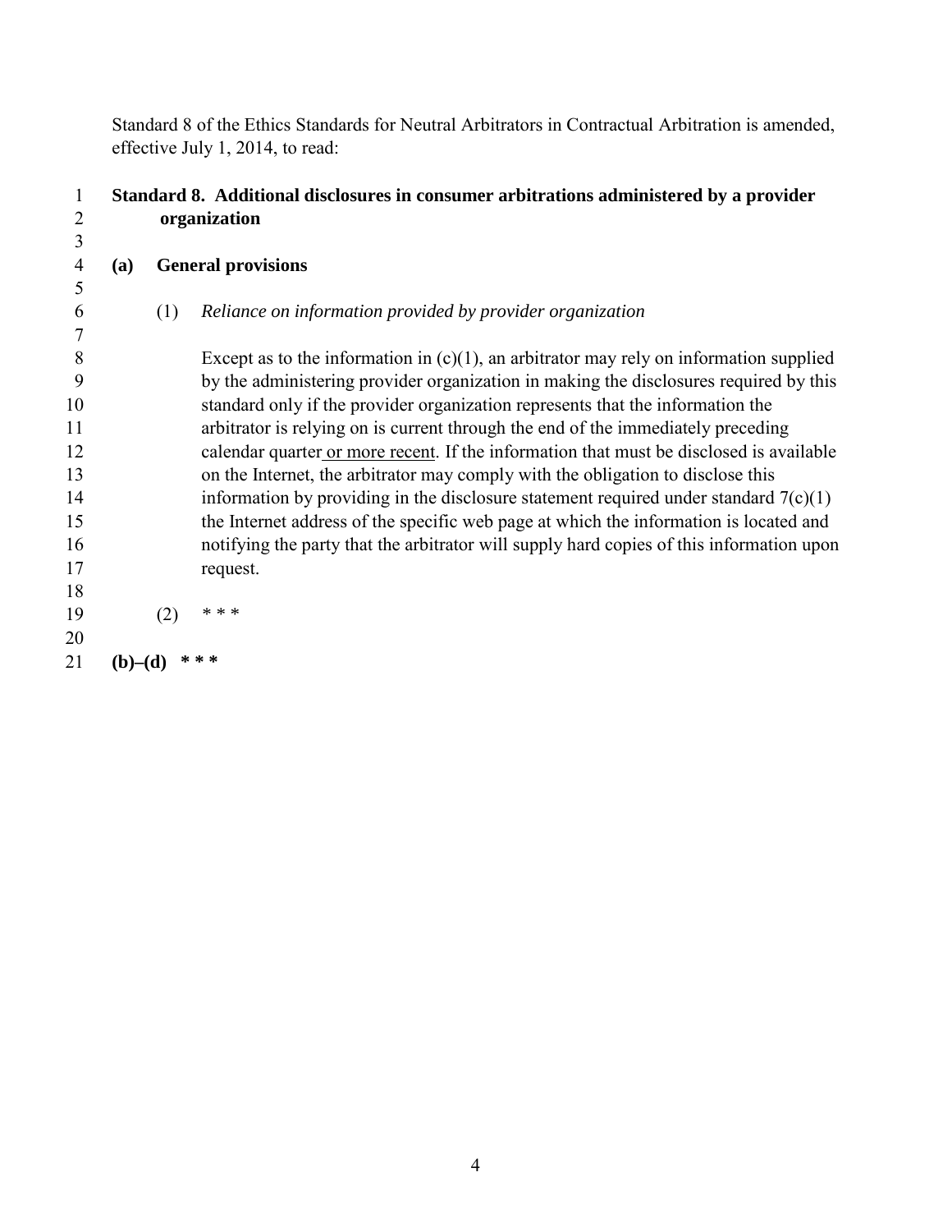Standard 8 of the Ethics Standards for Neutral Arbitrators in Contractual Arbitration is amended, effective July 1, 2014, to read:

**Standard 8. Additional disclosures in consumer arbitrations administered by a provider organization**

**(a) General provisions**

(1) *Reliance on information provided by provider organization*

Except as to the information in (c)(1), an arbitrator may rely on information supplied by the administering provider organization in making the disclosures required by this standard only if the provider organization represents that the information the arbitrator is relying on is current through the end of the immediately preceding calendar quarter <u>or more recent</u>. If the information that must be disclosed is available on the Internet, the arbitrator may comply with the obligation to disclose this information by providing in the disclosure statement required under standard 7(c)(1) the Internet address of the specific web page at which the information is located and notifying the party that the arbitrator will supply hard copies of this information upon request.

(2) * * *

**(b)–(d) * * ***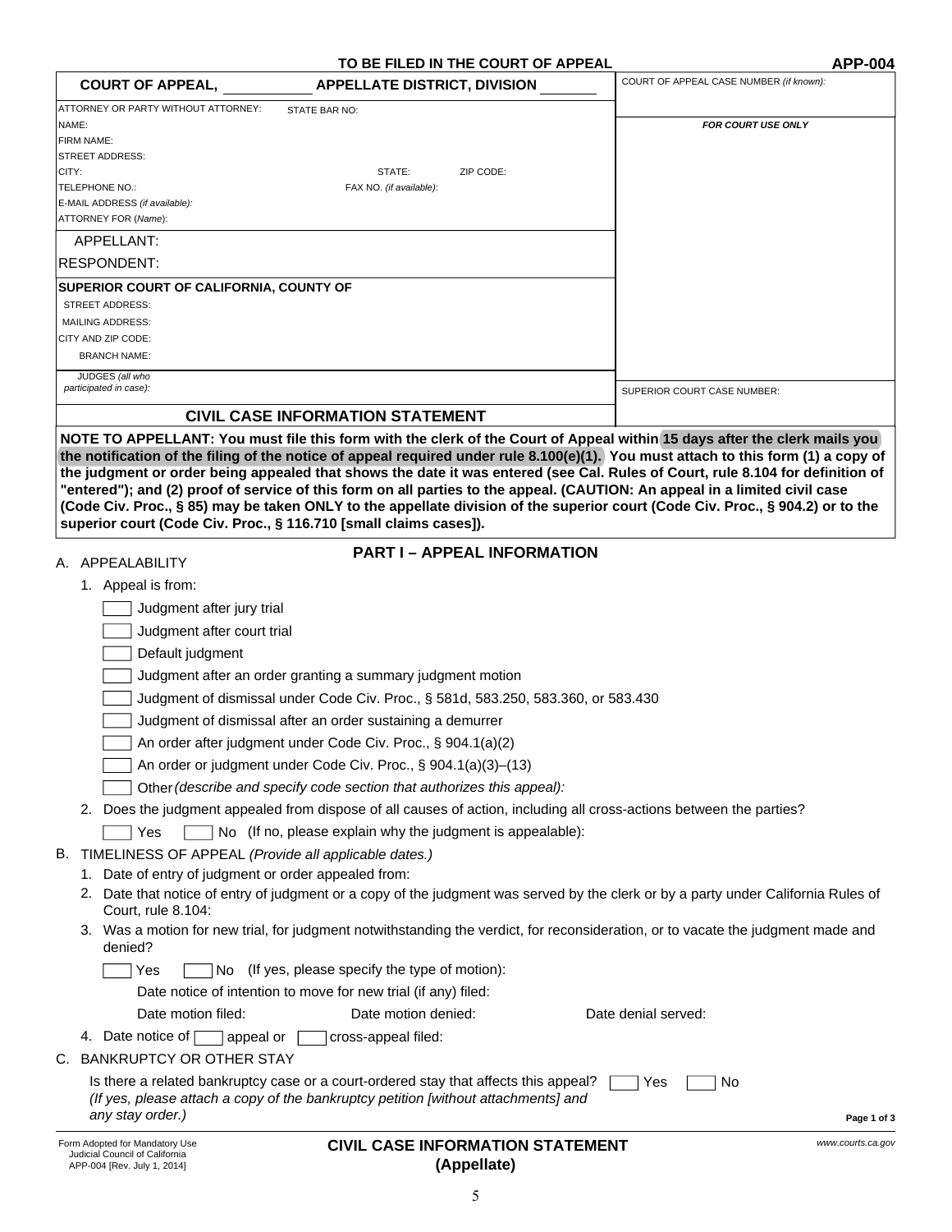TO BE FILED IN THE COURT OF APPEAL **APP-004**

| **COURT OF APPEAL, _______ APPELLATE DISTRICT, DIVISION _______** | COURT OF APPEAL CASE NUMBER *(if known)*: |
|---|---|
| ATTORNEY OR PARTY WITHOUT ATTORNEY: STATE BAR NO:<br>NAME:<br>FIRM NAME:<br>STREET ADDRESS:<br>CITY: STATE: ZIP CODE:<br>TELEPHONE NO.: FAX NO. *(if available)*:<br>E-MAIL ADDRESS *(if available)*:<br>ATTORNEY FOR (*Name*): | ***FOR COURT USE ONLY*** |
| APPELLANT:<br>RESPONDENT: | |
| **SUPERIOR COURT OF CALIFORNIA, COUNTY OF**<br>STREET ADDRESS:<br>MAILING ADDRESS:<br>CITY AND ZIP CODE:<br>BRANCH NAME: | |
| JUDGES *(all who participated in case)*: | SUPERIOR COURT CASE NUMBER: |
| **CIVIL CASE INFORMATION STATEMENT** | |

**NOTE TO APPELLANT: You must file this form with the clerk of the Court of Appeal within 15 days after the clerk mails you the notification of the filing of the notice of appeal required under rule 8.100(e)(1). You must attach to this form (1) a copy of the judgment or order being appealed that shows the date it was entered (see Cal. Rules of Court, rule 8.104 for definition of "entered"); and (2) proof of service of this form on all parties to the appeal. (CAUTION: An appeal in a limited civil case (Code Civ. Proc., § 85) may be taken ONLY to the appellate division of the superior court (Code Civ. Proc., § 904.2) or to the superior court (Code Civ. Proc., § 116.710 [small claims cases]).**

## PART I – APPEAL INFORMATION

A. APPEALABILITY

1. Appeal is from:
   - [ ] Judgment after jury trial
   - [ ] Judgment after court trial
   - [ ] Default judgment
   - [ ] Judgment after an order granting a summary judgment motion
   - [ ] Judgment of dismissal under Code Civ. Proc., § 581d, 583.250, 583.360, or 583.430
   - [ ] Judgment of dismissal after an order sustaining a demurrer
   - [ ] An order after judgment under Code Civ. Proc., § 904.1(a)(2)
   - [ ] An order or judgment under Code Civ. Proc., § 904.1(a)(3)–(13)
   - [ ] Other *(describe and specify code section that authorizes this appeal):*
2. Does the judgment appealed from dispose of all causes of action, including all cross-actions between the parties?

   [ ] Yes [ ] No (If no, please explain why the judgment is appealable):

B. TIMELINESS OF APPEAL *(Provide all applicable dates.)*

1. Date of entry of judgment or order appealed from:
2. Date that notice of entry of judgment or a copy of the judgment was served by the clerk or by a party under California Rules of Court, rule 8.104:
3. Was a motion for new trial, for judgment notwithstanding the verdict, for reconsideration, or to vacate the judgment made and denied?

   [ ] Yes [ ] No (If yes, please specify the type of motion):

   Date notice of intention to move for new trial (if any) filed:

   Date motion filed: Date motion denied: Date denial served:
4. Date notice of [ ] appeal or [ ] cross-appeal filed:

C. BANKRUPTCY OR OTHER STAY

Is there a related bankruptcy case or a court-ordered stay that affects this appeal? [ ] Yes [ ] No
*(If yes, please attach a copy of the bankruptcy petition [without attachments] and any stay order.)*

Form Adopted for Mandatory Use
Judicial Council of California
APP-004 [Rev. July 1, 2014]

**CIVIL CASE INFORMATION STATEMENT (Appellate)**

www.courts.ca.gov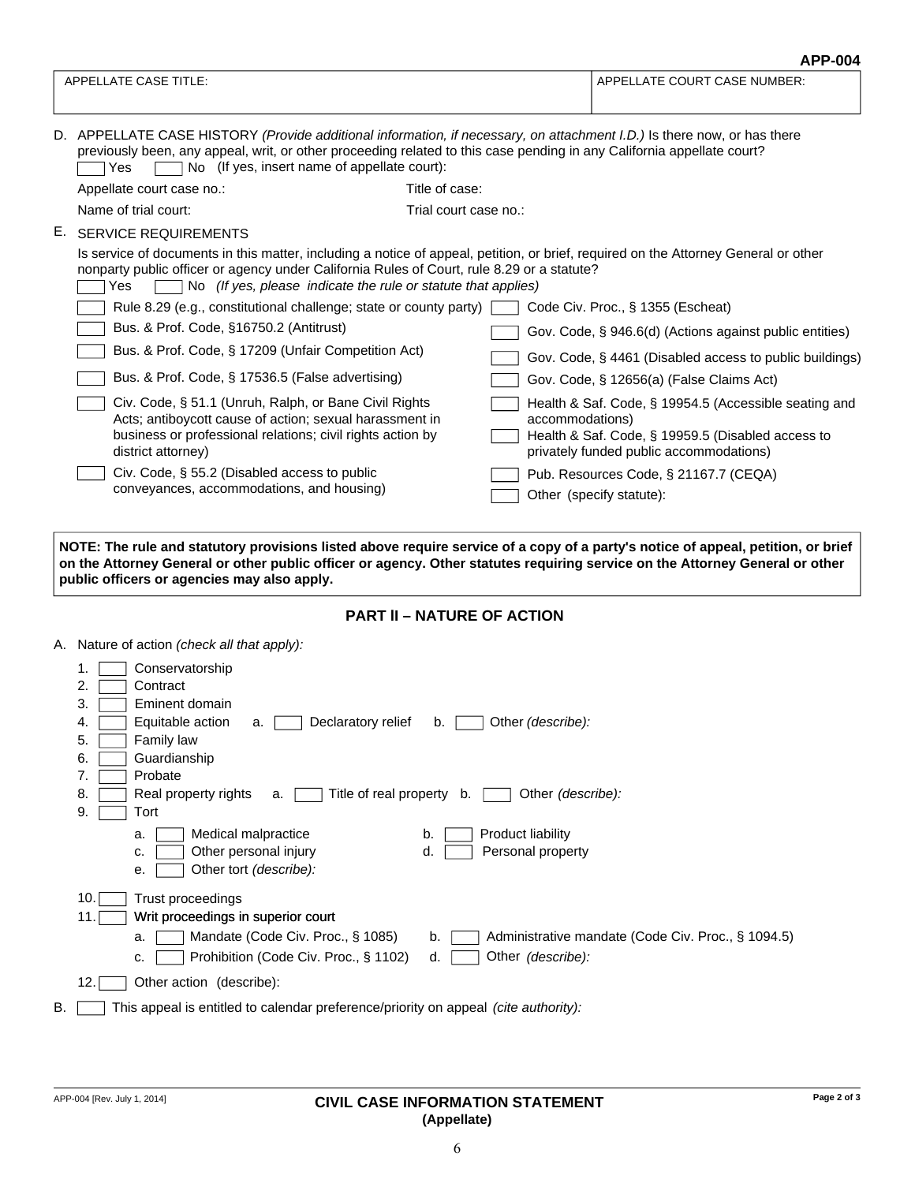**APP-004**

| APPELLATE CASE TITLE: | APPELLATE COURT CASE NUMBER: |
|---|---|
| | |

D. APPELLATE CASE HISTORY *(Provide additional information, if necessary, on attachment I.D.)* Is there now, or has there previously been, any appeal, writ, or other proceeding related to this case pending in any California appellate court?

☐ Yes ☐ No (If yes, insert name of appellate court):

Appellate court case no.: Title of case:

Name of trial court: Trial court case no.:

E. SERVICE REQUIREMENTS

Is service of documents in this matter, including a notice of appeal, petition, or brief, required on the Attorney General or other nonparty public officer or agency under California Rules of Court, rule 8.29 or a statute?

☐ Yes ☐ No *(If yes, please indicate the rule or statute that applies)*

- ☐ Rule 8.29 (e.g., constitutional challenge; state or county party)
- ☐ Bus. & Prof. Code, §16750.2 (Antitrust)
- ☐ Bus. & Prof. Code, § 17209 (Unfair Competition Act)
- ☐ Bus. & Prof. Code, § 17536.5 (False advertising)
- ☐ Civ. Code, § 51.1 (Unruh, Ralph, or Bane Civil Rights Acts; antiboycott cause of action; sexual harassment in business or professional relations; civil rights action by district attorney)
- ☐ Civ. Code, § 55.2 (Disabled access to public conveyances, accommodations, and housing)
- ☐ Code Civ. Proc., § 1355 (Escheat)
- ☐ Gov. Code, § 946.6(d) (Actions against public entities)
- ☐ Gov. Code, § 4461 (Disabled access to public buildings)
- ☐ Gov. Code, § 12656(a) (False Claims Act)
- ☐ Health & Saf. Code, § 19954.5 (Accessible seating and accommodations)
- ☐ Health & Saf. Code, § 19959.5 (Disabled access to privately funded public accommodations)
- ☐ Pub. Resources Code, § 21167.7 (CEQA)
- ☐ Other (specify statute):

**NOTE: The rule and statutory provisions listed above require service of a copy of a party's notice of appeal, petition, or brief on the Attorney General or other public officer or agency. Other statutes requiring service on the Attorney General or other public officers or agencies may also apply.**

## PART II – NATURE OF ACTION

A. Nature of action *(check all that apply):*

1. ☐ Conservatorship
2. ☐ Contract
3. ☐ Eminent domain
4. ☐ Equitable action a. ☐ Declaratory relief b. ☐ Other *(describe):*
5. ☐ Family law
6. ☐ Guardianship
7. ☐ Probate
8. ☐ Real property rights a. ☐ Title of real property b. ☐ Other *(describe):*
9. ☐ Tort
   - a. ☐ Medical malpractice
   - b. ☐ Product liability
   - c. ☐ Other personal injury
   - d. ☐ Personal property
   - e. ☐ Other tort *(describe):*
10. ☐ Trust proceedings
11. ☐ Writ proceedings in superior court
    - a. ☐ Mandate (Code Civ. Proc., § 1085)
    - b. ☐ Administrative mandate (Code Civ. Proc., § 1094.5)
    - c. ☐ Prohibition (Code Civ. Proc., § 1102)
    - d. ☐ Other *(describe):*
12. ☐ Other action (describe):

B. ☐ This appeal is entitled to calendar preference/priority on appeal *(cite authority):*

APP-004 [Rev. July 1, 2014]

**CIVIL CASE INFORMATION STATEMENT (Appellate)**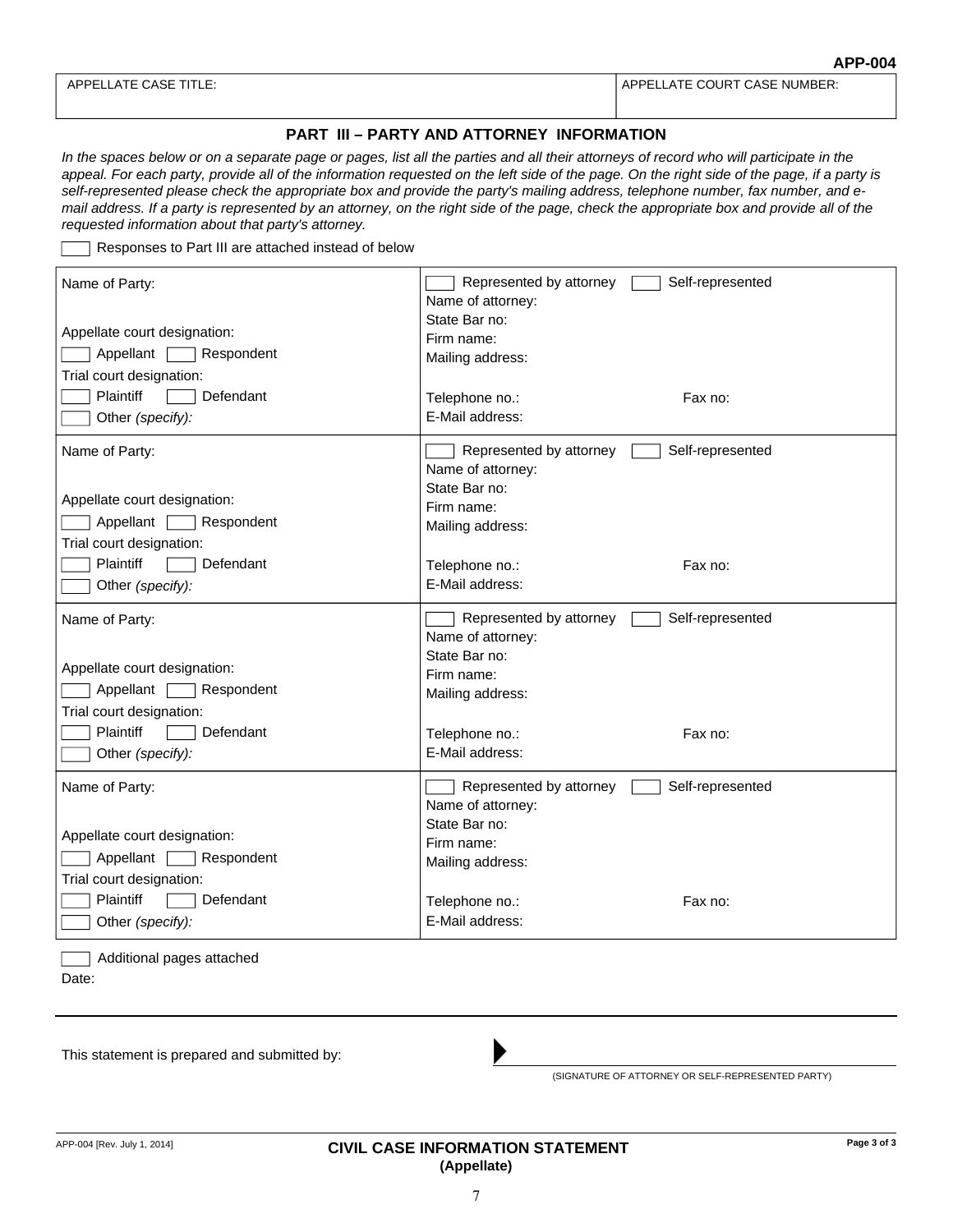APP-004

| APPELLATE CASE TITLE: | APPELLATE COURT CASE NUMBER: |
|---|---|
| | |

## PART III – PARTY AND ATTORNEY INFORMATION

*In the spaces below or on a separate page or pages, list all the parties and all their attorneys of record who will participate in the appeal. For each party, provide all of the information requested on the left side of the page. On the right side of the page, if a party is self-represented please check the appropriate box and provide the party's mailing address, telephone number, fax number, and e-mail address. If a party is represented by an attorney, on the right side of the page, check the appropriate box and provide all of the requested information about that party's attorney.*

☐ Responses to Part III are attached instead of below

| | |
|---|---|
| Name of Party:<br><br>Appellate court designation:<br>☐ Appellant ☐ Respondent<br>Trial court designation:<br>☐ Plaintiff ☐ Defendant<br>☐ Other *(specify)*: | ☐ Represented by attorney ☐ Self-represented<br>Name of attorney:<br>State Bar no:<br>Firm name:<br>Mailing address:<br><br>Telephone no.: Fax no:<br>E-Mail address: |
| Name of Party:<br><br>Appellate court designation:<br>☐ Appellant ☐ Respondent<br>Trial court designation:<br>☐ Plaintiff ☐ Defendant<br>☐ Other *(specify)*: | ☐ Represented by attorney ☐ Self-represented<br>Name of attorney:<br>State Bar no:<br>Firm name:<br>Mailing address:<br><br>Telephone no.: Fax no:<br>E-Mail address: |
| Name of Party:<br><br>Appellate court designation:<br>☐ Appellant ☐ Respondent<br>Trial court designation:<br>☐ Plaintiff ☐ Defendant<br>☐ Other *(specify)*: | ☐ Represented by attorney ☐ Self-represented<br>Name of attorney:<br>State Bar no:<br>Firm name:<br>Mailing address:<br><br>Telephone no.: Fax no:<br>E-Mail address: |
| Name of Party:<br><br>Appellate court designation:<br>☐ Appellant ☐ Respondent<br>Trial court designation:<br>☐ Plaintiff ☐ Defendant<br>☐ Other *(specify)*: | ☐ Represented by attorney ☐ Self-represented<br>Name of attorney:<br>State Bar no:<br>Firm name:<br>Mailing address:<br><br>Telephone no.: Fax no:<br>E-Mail address: |

☐ Additional pages attached

Date:

This statement is prepared and submitted by:

▶ ______________________________
(SIGNATURE OF ATTORNEY OR SELF-REPRESENTED PARTY)

APP-004 [Rev. July 1, 2014]

**CIVIL CASE INFORMATION STATEMENT (Appellate)**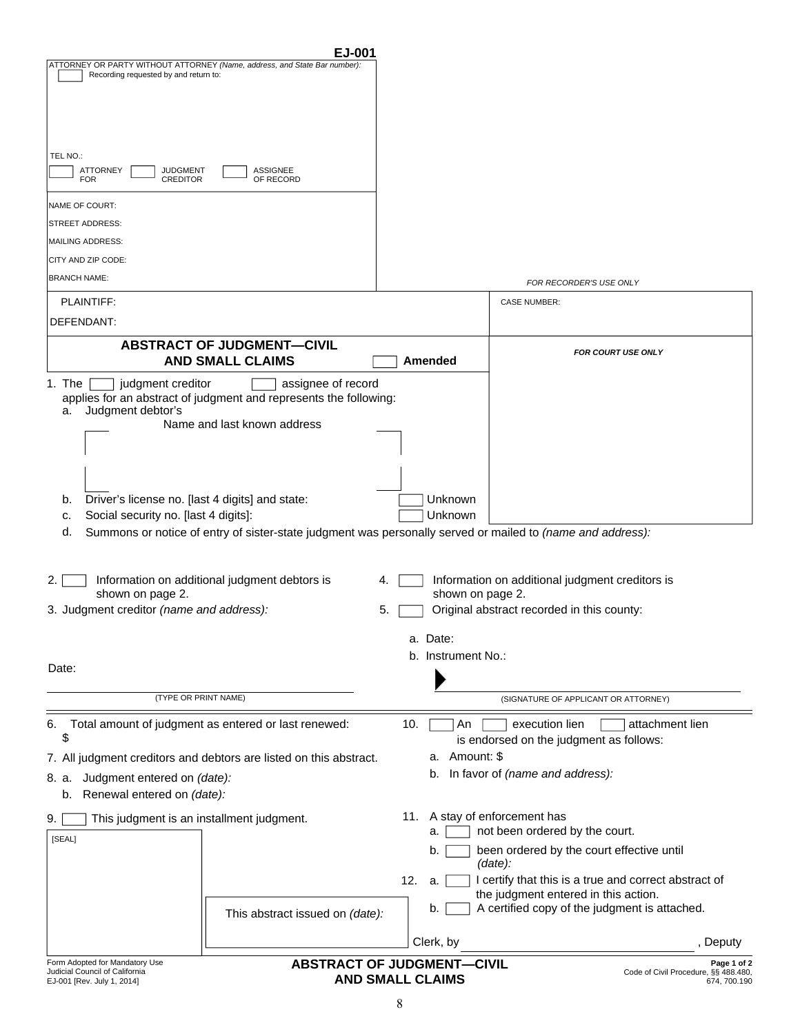EJ-001

ATTORNEY OR PARTY WITHOUT ATTORNEY *(Name, address, and State Bar number):*

☐ Recording requested by and return to:

TEL NO.:

☐ ATTORNEY FOR ☐ JUDGMENT CREDITOR ☐ ASSIGNEE OF RECORD

NAME OF COURT:
STREET ADDRESS:
MAILING ADDRESS:
CITY AND ZIP CODE:
BRANCH NAME:

*FOR RECORDER'S USE ONLY*

PLAINTIFF:

DEFENDANT:

CASE NUMBER:

## ABSTRACT OF JUDGMENT—CIVIL AND SMALL CLAIMS

☐ Amended

*FOR COURT USE ONLY*

1. The ☐ judgment creditor ☐ assignee of record applies for an abstract of judgment and represents the following:
   a. Judgment debtor's
      Name and last known address
   b. Driver's license no. [last 4 digits] and state: ☐ Unknown
   c. Social security no. [last 4 digits]: ☐ Unknown
   d. Summons or notice of entry of sister-state judgment was personally served or mailed to *(name and address):*

2. ☐ Information on additional judgment debtors is shown on page 2.
3. Judgment creditor *(name and address):*
4. ☐ Information on additional judgment creditors is shown on page 2.
5. ☐ Original abstract recorded in this county:
   a. Date:
   b. Instrument No.:

Date:

(TYPE OR PRINT NAME)

(SIGNATURE OF APPLICANT OR ATTORNEY)

6. Total amount of judgment as entered or last renewed:
   $
7. All judgment creditors and debtors are listed on this abstract.
8. a. Judgment entered on *(date):*
   b. Renewal entered on *(date):*
9. ☐ This judgment is an installment judgment.

[SEAL]

This abstract issued on *(date):*

10. ☐ An ☐ execution lien ☐ attachment lien is endorsed on the judgment as follows:
    a. Amount: $
    b. In favor of *(name and address):*
11. A stay of enforcement has
    a. ☐ not been ordered by the court.
    b. ☐ been ordered by the court effective until *(date):*
12. a. ☐ I certify that this is a true and correct abstract of the judgment entered in this action.
    b. ☐ A certified copy of the judgment is attached.

Clerk, by \_\_\_\_\_\_\_\_\_\_\_\_\_\_\_\_\_\_\_\_, Deputy

Form Adopted for Mandatory Use
Judicial Council of California
EJ-001 [Rev. July 1, 2014]

**ABSTRACT OF JUDGMENT—CIVIL AND SMALL CLAIMS**

Code of Civil Procedure, §§ 488.480, 674, 700.190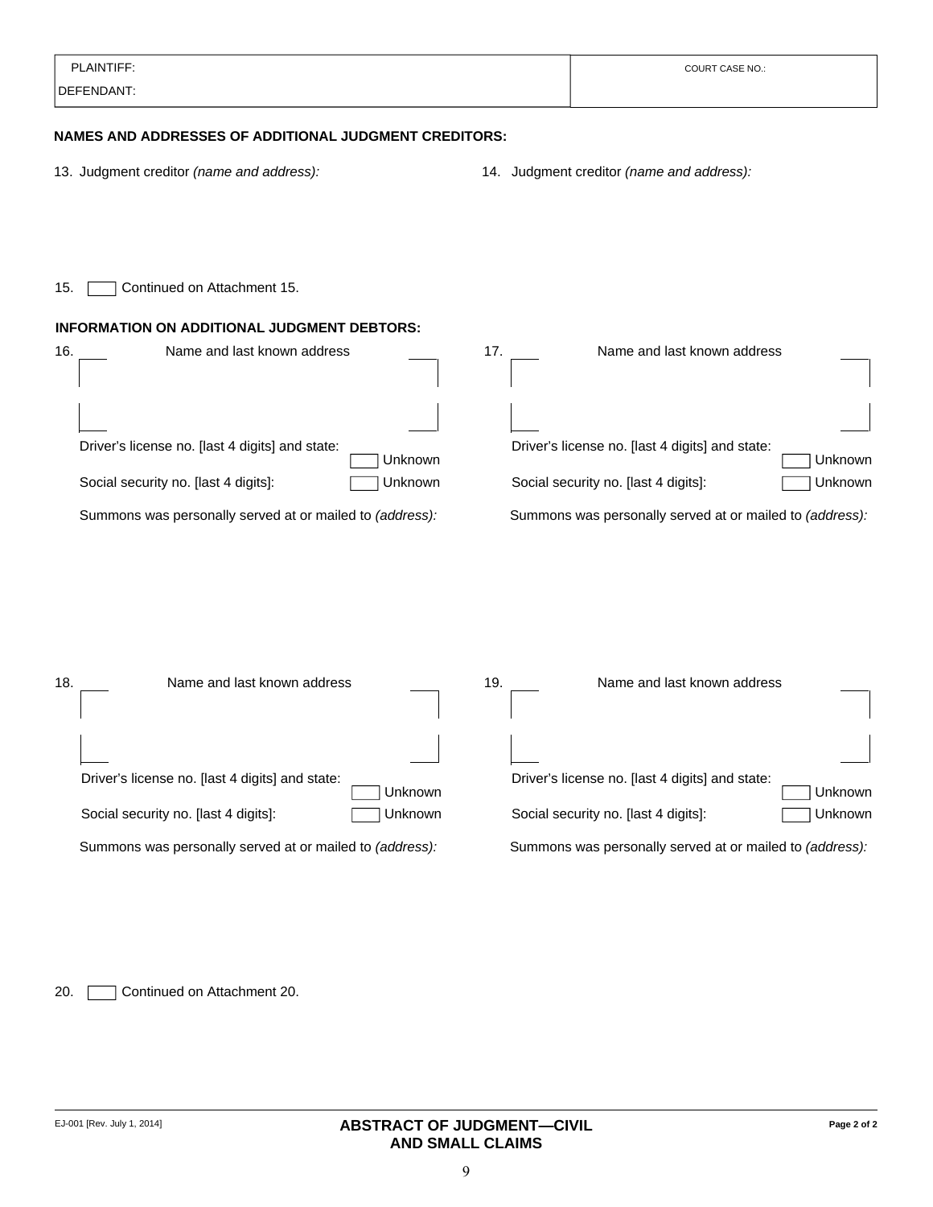| PLAINTIFF: | COURT CASE NO.: |
| --- | --- |
| DEFENDANT: | |

**NAMES AND ADDRESSES OF ADDITIONAL JUDGMENT CREDITORS:**

13. Judgment creditor *(name and address):*

14. Judgment creditor *(name and address):*

15. ☐ Continued on Attachment 15.

**INFORMATION ON ADDITIONAL JUDGMENT DEBTORS:**

16. Name and last known address

Driver's license no. [last 4 digits] and state: ☐ Unknown

Social security no. [last 4 digits]: ☐ Unknown

Summons was personally served at or mailed to *(address):*

17. Name and last known address

Driver's license no. [last 4 digits] and state: ☐ Unknown

Social security no. [last 4 digits]: ☐ Unknown

Summons was personally served at or mailed to *(address):*

18. Name and last known address

Driver's license no. [last 4 digits] and state: ☐ Unknown

Social security no. [last 4 digits]: ☐ Unknown

Summons was personally served at or mailed to *(address):*

19. Name and last known address

Driver's license no. [last 4 digits] and state: ☐ Unknown

Social security no. [last 4 digits]: ☐ Unknown

Summons was personally served at or mailed to *(address):*

20. ☐ Continued on Attachment 20.

EJ-001 [Rev. July 1, 2014]

**ABSTRACT OF JUDGMENT—CIVIL AND SMALL CLAIMS**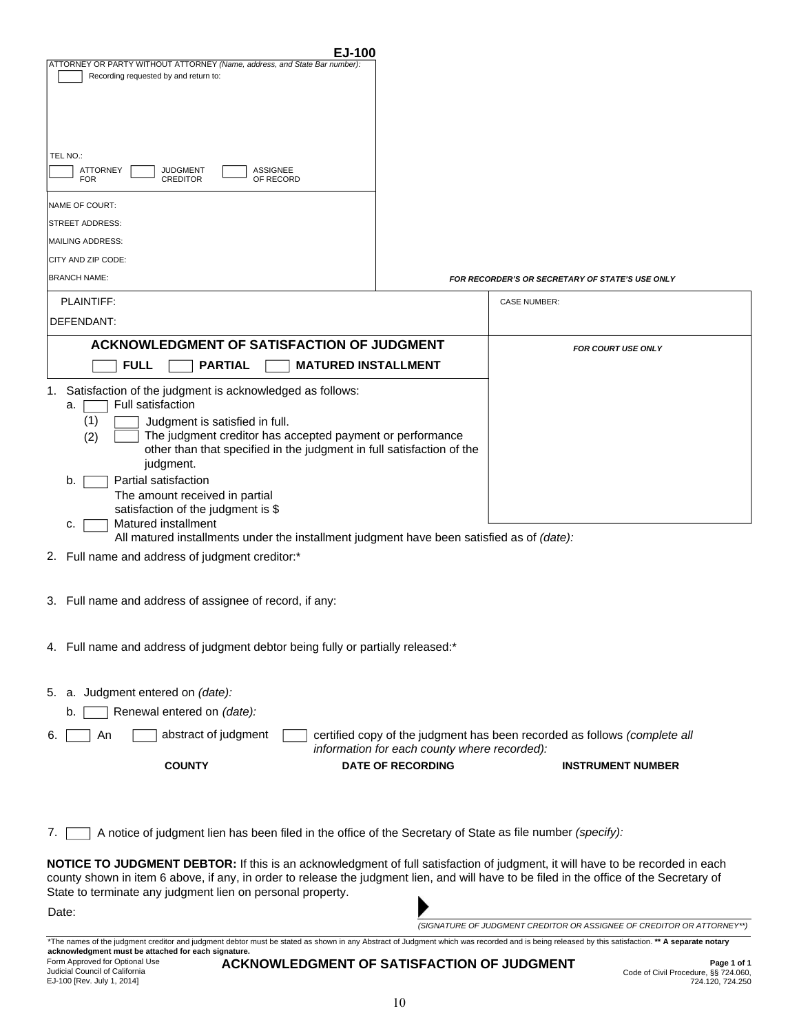**EJ-100**

ATTORNEY OR PARTY WITHOUT ATTORNEY *(Name, address, and State Bar number):*

☐ Recording requested by and return to:

TEL NO.:

☐ ATTORNEY FOR ☐ JUDGMENT CREDITOR ☐ ASSIGNEE OF RECORD

NAME OF COURT:

STREET ADDRESS:

MAILING ADDRESS:

CITY AND ZIP CODE:

BRANCH NAME:

***FOR RECORDER'S OR SECRETARY OF STATE'S USE ONLY***

PLAINTIFF:

DEFENDANT:

CASE NUMBER:

## ACKNOWLEDGMENT OF SATISFACTION OF JUDGMENT

☐ **FULL** ☐ **PARTIAL** ☐ **MATURED INSTALLMENT**

***FOR COURT USE ONLY***

1. Satisfaction of the judgment is acknowledged as follows:
   a. ☐ Full satisfaction
      (1) ☐ Judgment is satisfied in full.
      (2) ☐ The judgment creditor has accepted payment or performance other than that specified in the judgment in full satisfaction of the judgment.
   b. ☐ Partial satisfaction
      The amount received in partial satisfaction of the judgment is $
   c. ☐ Matured installment
      All matured installments under the installment judgment have been satisfied as of *(date):*
2. Full name and address of judgment creditor:*
3. Full name and address of assignee of record, if any:
4. Full name and address of judgment debtor being fully or partially released:*
5. a. Judgment entered on *(date):*
   b. ☐ Renewal entered on *(date):*
6. ☐ An ☐ abstract of judgment ☐ certified copy of the judgment has been recorded as follows *(complete all information for each county where recorded):*

| COUNTY | DATE OF RECORDING | INSTRUMENT NUMBER |
|---|---|---|
| | | |

7. ☐ A notice of judgment lien has been filed in the office of the Secretary of State as file number *(specify):*

**NOTICE TO JUDGMENT DEBTOR:** If this is an acknowledgment of full satisfaction of judgment, it will have to be recorded in each county shown in item 6 above, if any, in order to release the judgment lien, and will have to be filed in the office of the Secretary of State to terminate any judgment lien on personal property.

Date:

*(SIGNATURE OF JUDGMENT CREDITOR OR ASSIGNEE OF CREDITOR OR ATTORNEY**)*

*The names of the judgment creditor and judgment debtor must be stated as shown in any Abstract of Judgment which was recorded and is being released by this satisfaction. **** A separate notary acknowledgment must be attached for each signature.**

Form Approved for Optional Use
Judicial Council of California
EJ-100 [Rev. July 1, 2014]

**ACKNOWLEDGMENT OF SATISFACTION OF JUDGMENT**

**Page 1 of 1**
Code of Civil Procedure, §§ 724.060, 724.120, 724.250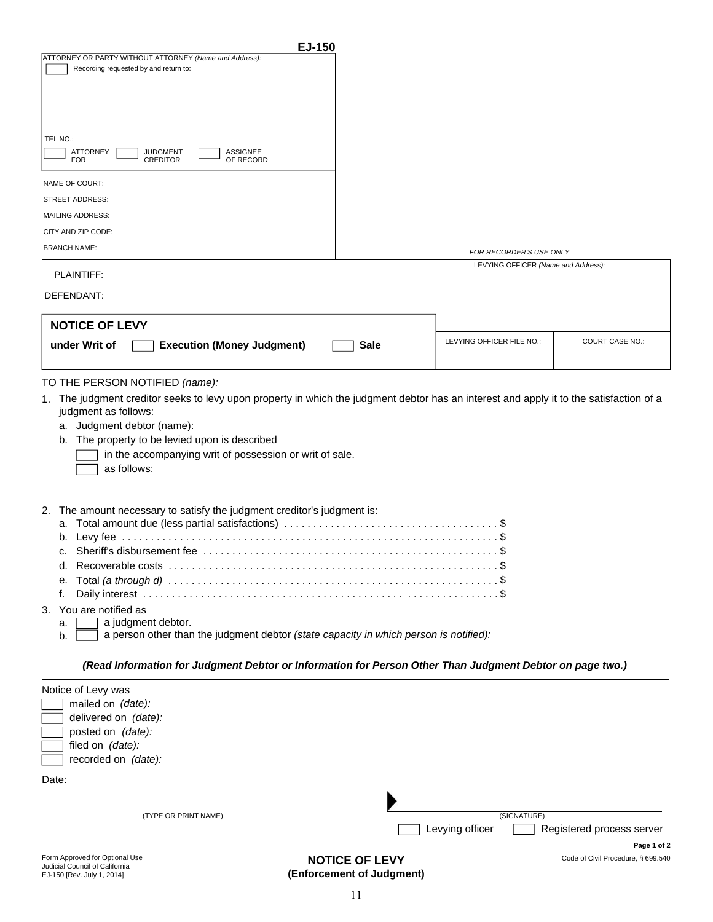**EJ-150**

ATTORNEY OR PARTY WITHOUT ATTORNEY *(Name and Address):*

☐ Recording requested by and return to:

TEL NO.:

☐ ATTORNEY FOR ☐ JUDGMENT CREDITOR ☐ ASSIGNEE OF RECORD

NAME OF COURT:

STREET ADDRESS:

MAILING ADDRESS:

CITY AND ZIP CODE:

BRANCH NAME:

*FOR RECORDER'S USE ONLY*

PLAINTIFF:

DEFENDANT:

LEVYING OFFICER *(Name and Address):*

## NOTICE OF LEVY

**under Writ of** ☐ **Execution (Money Judgment)** ☐ **Sale**

| LEVYING OFFICER FILE NO.: | COURT CASE NO.: |
| --- | --- |
| | |

TO THE PERSON NOTIFIED *(name):*

1. The judgment creditor seeks to levy upon property in which the judgment debtor has an interest and apply it to the satisfaction of a judgment as follows:
   a. Judgment debtor (name):
   b. The property to be levied upon is described
      ☐ in the accompanying writ of possession or writ of sale.
      ☐ as follows:

2. The amount necessary to satisfy the judgment creditor's judgment is:
   a. Total amount due (less partial satisfactions) . . . . . . . . . . . . . . . . . . . . . . . . . . . . . . . . . . . . $
   b. Levy fee . . . . . . . . . . . . . . . . . . . . . . . . . . . . . . . . . . . . . . . . . . . . . . . . . . . . . . . . . . . . . . . $
   c. Sheriff's disbursement fee . . . . . . . . . . . . . . . . . . . . . . . . . . . . . . . . . . . . . . . . . . . . . . . . . . $
   d. Recoverable costs . . . . . . . . . . . . . . . . . . . . . . . . . . . . . . . . . . . . . . . . . . . . . . . . . . . . . . . . $
   e. Total *(a through d)* . . . . . . . . . . . . . . . . . . . . . . . . . . . . . . . . . . . . . . . . . . . . . . . . . . . . . . . $
   f. Daily interest . . . . . . . . . . . . . . . . . . . . . . . . . . . . . . . . . . . . . . . . . . . . . . . . . . . . . . . . . . . . $

3. You are notified as
   a. ☐ a judgment debtor.
   b. ☐ a person other than the judgment debtor *(state capacity in which person is notified):*

***(Read Information for Judgment Debtor or Information for Person Other Than Judgment Debtor on page two.)***

Notice of Levy was

☐ mailed on *(date):*
☐ delivered on *(date):*
☐ posted on *(date):*
☐ filed on *(date):*
☐ recorded on *(date):*

Date:

(TYPE OR PRINT NAME) ▶ (SIGNATURE)

☐ Levying officer ☐ Registered process server

Form Approved for Optional Use
Judicial Council of California
EJ-150 [Rev. July 1, 2014]

**NOTICE OF LEVY**
**(Enforcement of Judgment)**

Code of Civil Procedure, § 699.540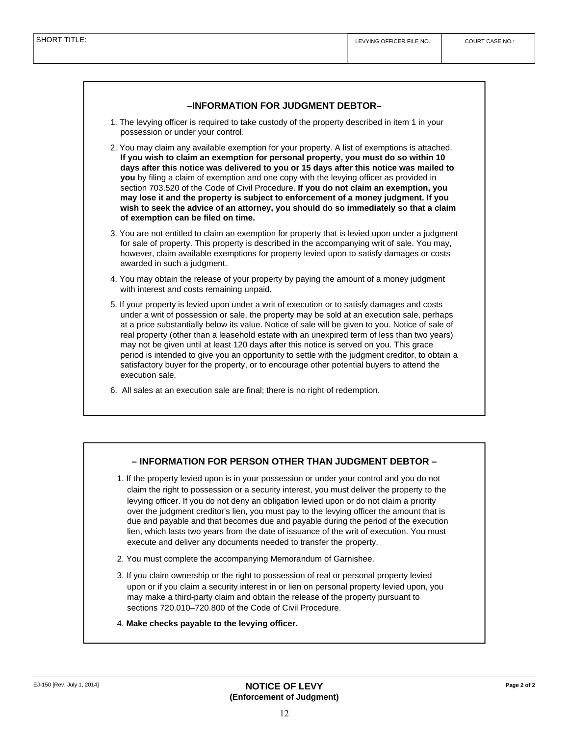| SHORT TITLE: | LEVYING OFFICER FILE NO.: | COURT CASE NO.: |
| --- | --- | --- |
| | | |

## –INFORMATION FOR JUDGMENT DEBTOR–

1. The levying officer is required to take custody of the property described in item 1 in your possession or under your control.
2. You may claim any available exemption for your property. A list of exemptions is attached. **If you wish to claim an exemption for personal property, you must do so within 10 days after this notice was delivered to you or 15 days after this notice was mailed to you** by filing a claim of exemption and one copy with the levying officer as provided in section 703.520 of the Code of Civil Procedure. **If you do not claim an exemption, you may lose it and the property is subject to enforcement of a money judgment. If you wish to seek the advice of an attorney, you should do so immediately so that a claim of exemption can be filed on time.**
3. You are not entitled to claim an exemption for property that is levied upon under a judgment for sale of property. This property is described in the accompanying writ of sale. You may, however, claim available exemptions for property levied upon to satisfy damages or costs awarded in such a judgment.
4. You may obtain the release of your property by paying the amount of a money judgment with interest and costs remaining unpaid.
5. If your property is levied upon under a writ of execution or to satisfy damages and costs under a writ of possession or sale, the property may be sold at an execution sale, perhaps at a price substantially below its value. Notice of sale will be given to you. Notice of sale of real property (other than a leasehold estate with an unexpired term of less than two years) may not be given until at least 120 days after this notice is served on you. This grace period is intended to give you an opportunity to settle with the judgment creditor, to obtain a satisfactory buyer for the property, or to encourage other potential buyers to attend the execution sale.
6. All sales at an execution sale are final; there is no right of redemption.

## – INFORMATION FOR PERSON OTHER THAN JUDGMENT DEBTOR –

1. If the property levied upon is in your possession or under your control and you do not claim the right to possession or a security interest, you must deliver the property to the levying officer. If you do not deny an obligation levied upon or do not claim a priority over the judgment creditor's lien, you must pay to the levying officer the amount that is due and payable and that becomes due and payable during the period of the execution lien, which lasts two years from the date of issuance of the writ of execution. You must execute and deliver any documents needed to transfer the property.
2. You must complete the accompanying Memorandum of Garnishee.
3. If you claim ownership or the right to possession of real or personal property levied upon or if you claim a security interest in or lien on personal property levied upon, you may make a third-party claim and obtain the release of the property pursuant to sections 720.010–720.800 of the Code of Civil Procedure.
4. **Make checks payable to the levying officer.**

EJ-150 [Rev. July 1, 2014]

**NOTICE OF LEVY**
**(Enforcement of Judgment)**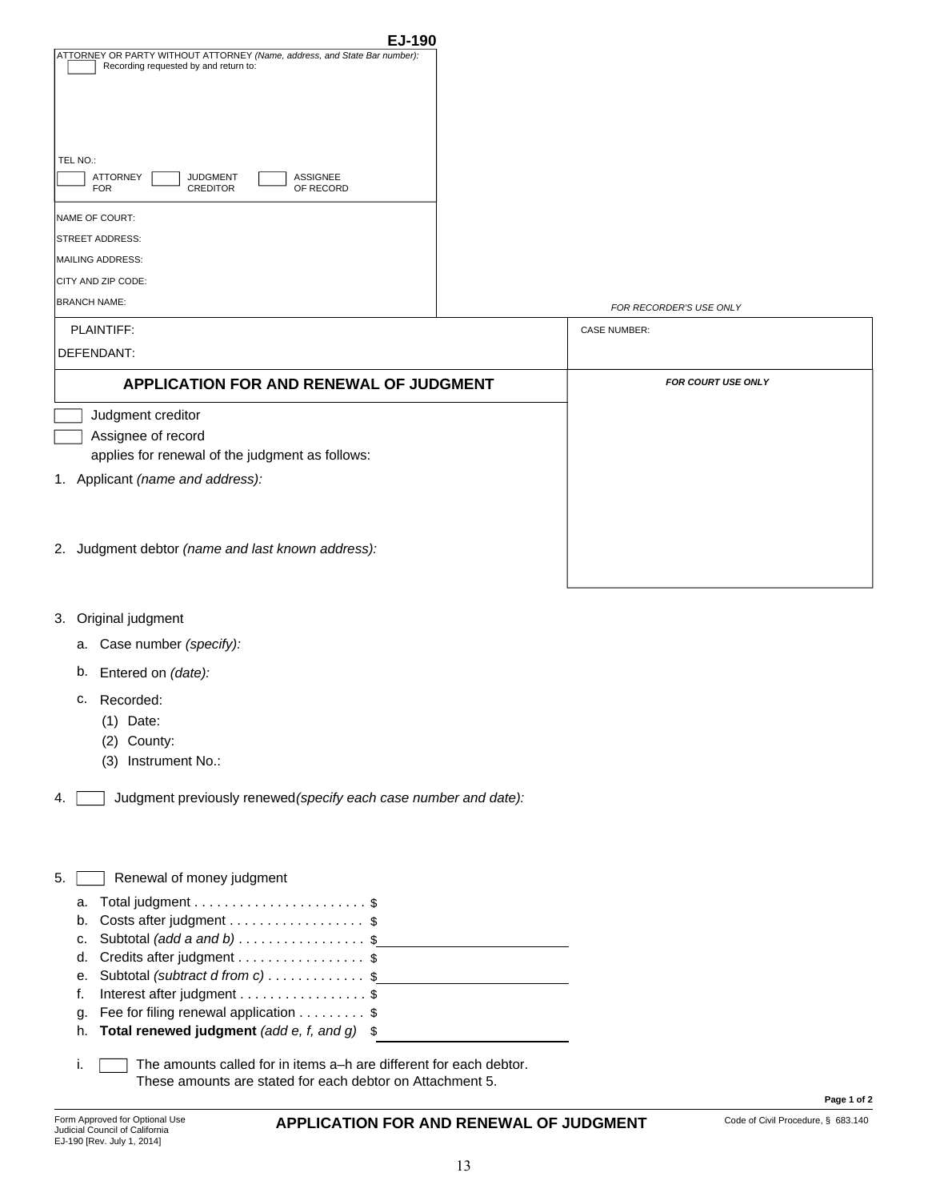**EJ-190**

ATTORNEY OR PARTY WITHOUT ATTORNEY *(Name, address, and State Bar number):*
☐ Recording requested by and return to:

TEL NO.:

☐ ATTORNEY FOR ☐ JUDGMENT CREDITOR ☐ ASSIGNEE OF RECORD

NAME OF COURT:
STREET ADDRESS:
MAILING ADDRESS:
CITY AND ZIP CODE:
BRANCH NAME:

*FOR RECORDER'S USE ONLY*

PLAINTIFF:
DEFENDANT:

CASE NUMBER:

## APPLICATION FOR AND RENEWAL OF JUDGMENT

*FOR COURT USE ONLY*

☐ Judgment creditor
☐ Assignee of record
applies for renewal of the judgment as follows:

1. Applicant *(name and address):*

2. Judgment debtor *(name and last known address):*

3. Original judgment
   a. Case number *(specify):*
   b. Entered on *(date):*
   c. Recorded:
      (1) Date:
      (2) County:
      (3) Instrument No.:

4. ☐ Judgment previously renewed *(specify each case number and date):*

5. ☐ Renewal of money judgment
   a. Total judgment . . . . . . . . . . . . . . . . . . . . . . . $
   b. Costs after judgment . . . . . . . . . . . . . . . . . . $
   c. Subtotal *(add a and b)* . . . . . . . . . . . . . . . . . $
   d. Credits after judgment . . . . . . . . . . . . . . . . . $
   e. Subtotal *(subtract d from c)* . . . . . . . . . . . . . $
   f. Interest after judgment . . . . . . . . . . . . . . . . . $
   g. Fee for filing renewal application . . . . . . . . . $
   h. **Total renewed judgment** *(add e, f, and g)* $
   i. ☐ The amounts called for in items a–h are different for each debtor. These amounts are stated for each debtor on Attachment 5.

Form Approved for Optional Use
Judicial Council of California
EJ-190 [Rev. July 1, 2014]

**APPLICATION FOR AND RENEWAL OF JUDGMENT**

Code of Civil Procedure, § 683.140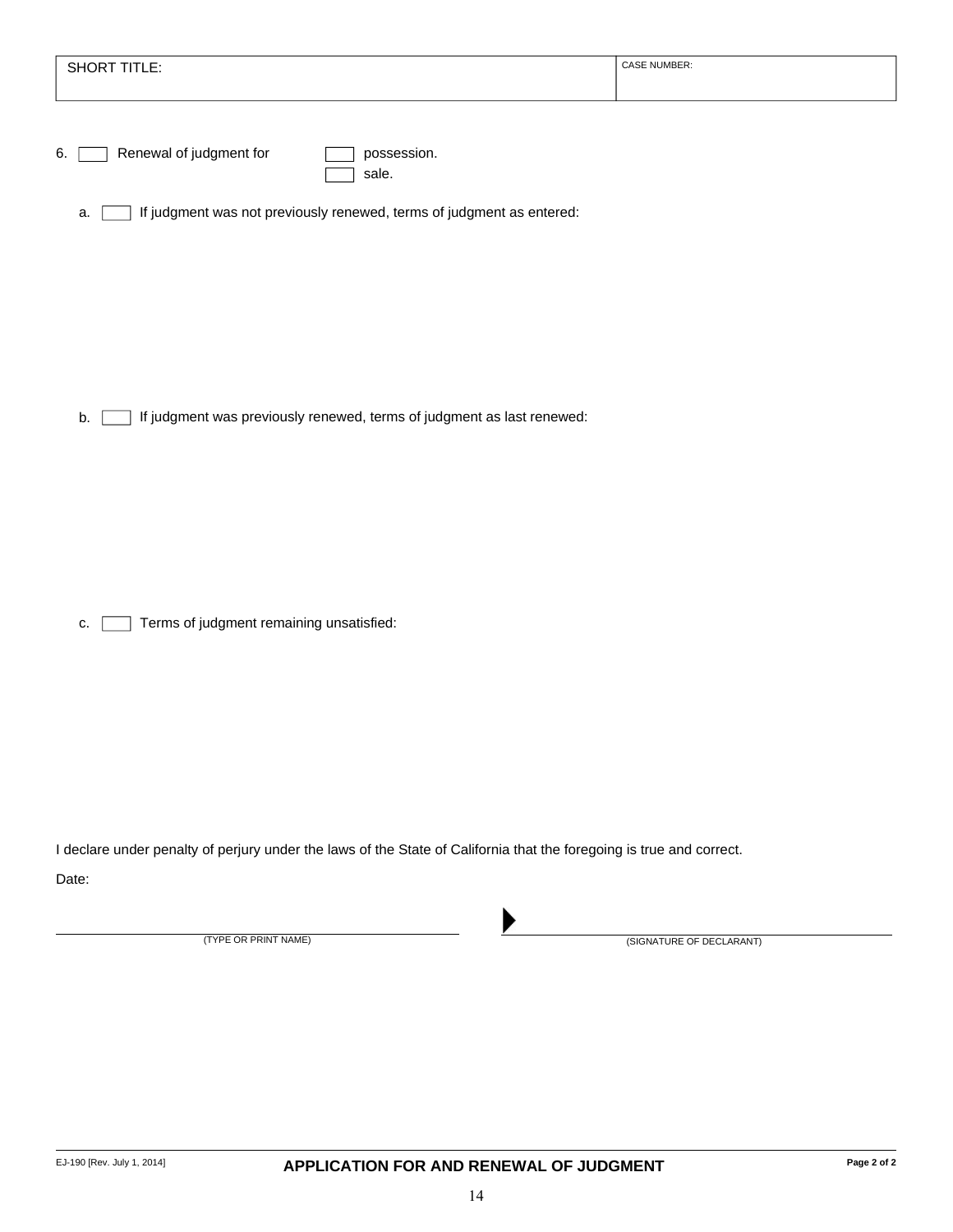| SHORT TITLE: | CASE NUMBER: |
| --- | --- |
| | |

6. ☐ Renewal of judgment for ☐ possession.
☐ sale.

a. ☐ If judgment was not previously renewed, terms of judgment as entered:

b. ☐ If judgment was previously renewed, terms of judgment as last renewed:

c. ☐ Terms of judgment remaining unsatisfied:

I declare under penalty of perjury under the laws of the State of California that the foregoing is true and correct.

Date:

_______________________________ (TYPE OR PRINT NAME)

▶ _______________________________ (SIGNATURE OF DECLARANT)

EJ-190 [Rev. July 1, 2014] **APPLICATION FOR AND RENEWAL OF JUDGMENT**